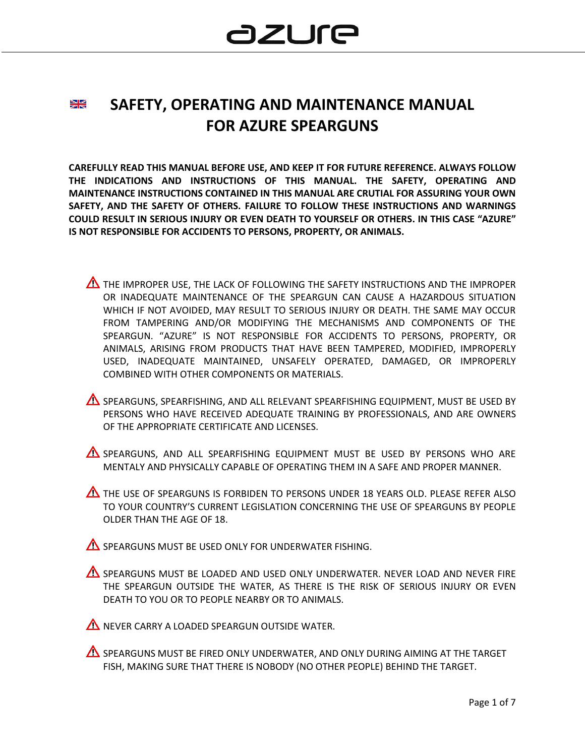# azure

# SAFETY, OPERATING AND MAINTENANCE MANUAL FOR AZURE SPEARGUNS

**CAREFULLY READ THIS MANUAL BEFORE USE, AND KEEP IT FOR FUTURE REFERENCE. ALWAYS FOLLOW THE INDICATIONS AND INSTRUCTIONS OF THIS MANUAL. THE SAFETY, OPERATING AND MAINTENANCE INSTRUCTIONS CONTAINED IN THIS MANUAL ARE CRUTIAL FOR ASSURING YOUR OWN SAFETY, AND THE SAFETY OF OTHERS. FAILURE TO FOLLOW THESE INSTRUCTIONS AND WARNINGS COULD RESULT IN SERIOUS INJURY OR EVEN DEATH TO YOURSELF OR OTHERS. IN THIS CASE "AZURE" IS NOT RESPONSIBLE FOR ACCIDENTS TO PERSONS, PROPERTY, OR ANIMALS.**

- ⚠ THE IMPROPER USE, THE LACK OF FOLLOWING THE SAFETY INSTRUCTIONS AND THE IMPROPER OR INADEQUATE MAINTENANCE OF THE SPEARGUN CAN CAUSE A HAZARDOUS SITUATION WHICH IF NOT AVOIDED, MAY RESULT TO SERIOUS INJURY OR DEATH. THE SAME MAY OCCUR FROM TAMPERING AND/OR MODIFYING THE MECHANISMS AND COMPONENTS OF THE SPEARGUN. "AZURE" IS NOT RESPONSIBLE FOR ACCIDENTS TO PERSONS, PROPERTY, OR ANIMALS, ARISING FROM PRODUCTS THAT HAVE BEEN TAMPERED, MODIFIED, IMPROPERLY USED, INADEQUATE MAINTAINED, UNSAFELY OPERATED, DAMAGED, OR IMPROPERLY COMBINED WITH OTHER COMPONENTS OR MATERIALS.

- ⚠ SPEARGUNS, SPEARFISHING, AND ALL RELEVANT SPEARFISHING EQUIPMENT, MUST BE USED BY PERSONS WHO HAVE RECEIVED ADEQUATE TRAINING BY PROFESSIONALS, AND ARE OWNERS OF THE APPROPRIATE CERTIFICATE AND LICENSES.

- ⚠ SPEARGUNS, AND ALL SPEARFISHING EQUIPMENT MUST BE USED BY PERSONS WHO ARE MENTALY AND PHYSICALLY CAPABLE OF OPERATING THEM IN A SAFE AND PROPER MANNER.

- ⚠ THE USE OF SPEARGUNS IS FORBIDEN TO PERSONS UNDER 18 YEARS OLD. PLEASE REFER ALSO TO YOUR COUNTRY'S CURRENT LEGISLATION CONCERNING THE USE OF SPEARGUNS BY PEOPLE OLDER THAN THE AGE OF 18.

- ⚠ SPEARGUNS MUST BE USED ONLY FOR UNDERWATER FISHING.

- ⚠ SPEARGUNS MUST BE LOADED AND USED ONLY UNDERWATER. NEVER LOAD AND NEVER FIRE THE SPEARGUN OUTSIDE THE WATER, AS THERE IS THE RISK OF SERIOUS INJURY OR EVEN DEATH TO YOU OR TO PEOPLE NEARBY OR TO ANIMALS.

- ⚠ NEVER CARRY A LOADED SPEARGUN OUTSIDE WATER.

- ⚠ SPEARGUNS MUST BE FIRED ONLY UNDERWATER, AND ONLY DURING AIMING AT THE TARGET FISH, MAKING SURE THAT THERE IS NOBODY (NO OTHER PEOPLE) BEHIND THE TARGET.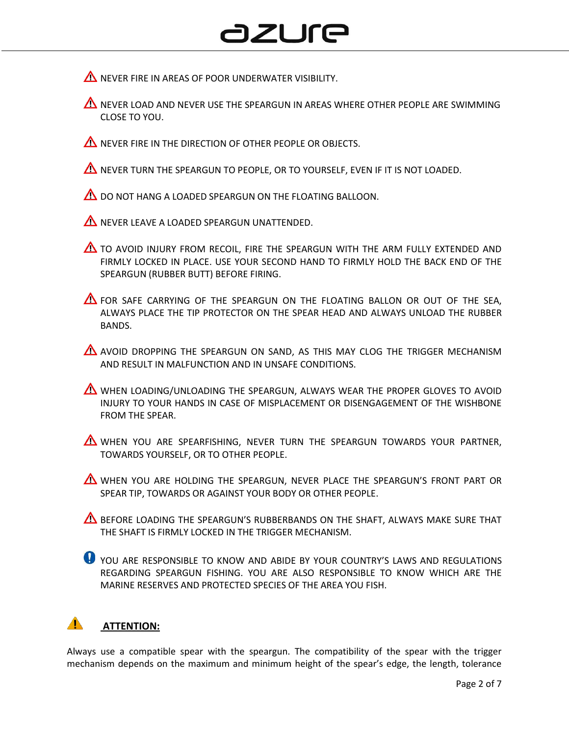⚠ NEVER FIRE IN AREAS OF POOR UNDERWATER VISIBILITY.

⚠ NEVER LOAD AND NEVER USE THE SPEARGUN IN AREAS WHERE OTHER PEOPLE ARE SWIMMING CLOSE TO YOU.

⚠ NEVER FIRE IN THE DIRECTION OF OTHER PEOPLE OR OBJECTS.

⚠ NEVER TURN THE SPEARGUN TO PEOPLE, OR TO YOURSELF, EVEN IF IT IS NOT LOADED.

⚠ DO NOT HANG A LOADED SPEARGUN ON THE FLOATING BALLOON.

⚠ NEVER LEAVE A LOADED SPEARGUN UNATTENDED.

⚠ TO AVOID INJURY FROM RECOIL, FIRE THE SPEARGUN WITH THE ARM FULLY EXTENDED AND FIRMLY LOCKED IN PLACE. USE YOUR SECOND HAND TO FIRMLY HOLD THE BACK END OF THE SPEARGUN (RUBBER BUTT) BEFORE FIRING.

⚠ FOR SAFE CARRYING OF THE SPEARGUN ON THE FLOATING BALLON OR OUT OF THE SEA, ALWAYS PLACE THE TIP PROTECTOR ON THE SPEAR HEAD AND ALWAYS UNLOAD THE RUBBER BANDS.

⚠ AVOID DROPPING THE SPEARGUN ON SAND, AS THIS MAY CLOG THE TRIGGER MECHANISM AND RESULT IN MALFUNCTION AND IN UNSAFE CONDITIONS.

⚠ WHEN LOADING/UNLOADING THE SPEARGUN, ALWAYS WEAR THE PROPER GLOVES TO AVOID INJURY TO YOUR HANDS IN CASE OF MISPLACEMENT OR DISENGAGEMENT OF THE WISHBONE FROM THE SPEAR.

⚠ WHEN YOU ARE SPEARFISHING, NEVER TURN THE SPEARGUN TOWARDS YOUR PARTNER, TOWARDS YOURSELF, OR TO OTHER PEOPLE.

⚠ WHEN YOU ARE HOLDING THE SPEARGUN, NEVER PLACE THE SPEARGUN'S FRONT PART OR SPEAR TIP, TOWARDS OR AGAINST YOUR BODY OR OTHER PEOPLE.

⚠ BEFORE LOADING THE SPEARGUN'S RUBBERBANDS ON THE SHAFT, ALWAYS MAKE SURE THAT THE SHAFT IS FIRMLY LOCKED IN THE TRIGGER MECHANISM.

❗ YOU ARE RESPONSIBLE TO KNOW AND ABIDE BY YOUR COUNTRY'S LAWS AND REGULATIONS REGARDING SPEARGUN FISHING. YOU ARE ALSO RESPONSIBLE TO KNOW WHICH ARE THE MARINE RESERVES AND PROTECTED SPECIES OF THE AREA YOU FISH.

## ⚠ ATTENTION:

Always use a compatible spear with the speargun. The compatibility of the spear with the trigger mechanism depends on the maximum and minimum height of the spear's edge, the length, tolerance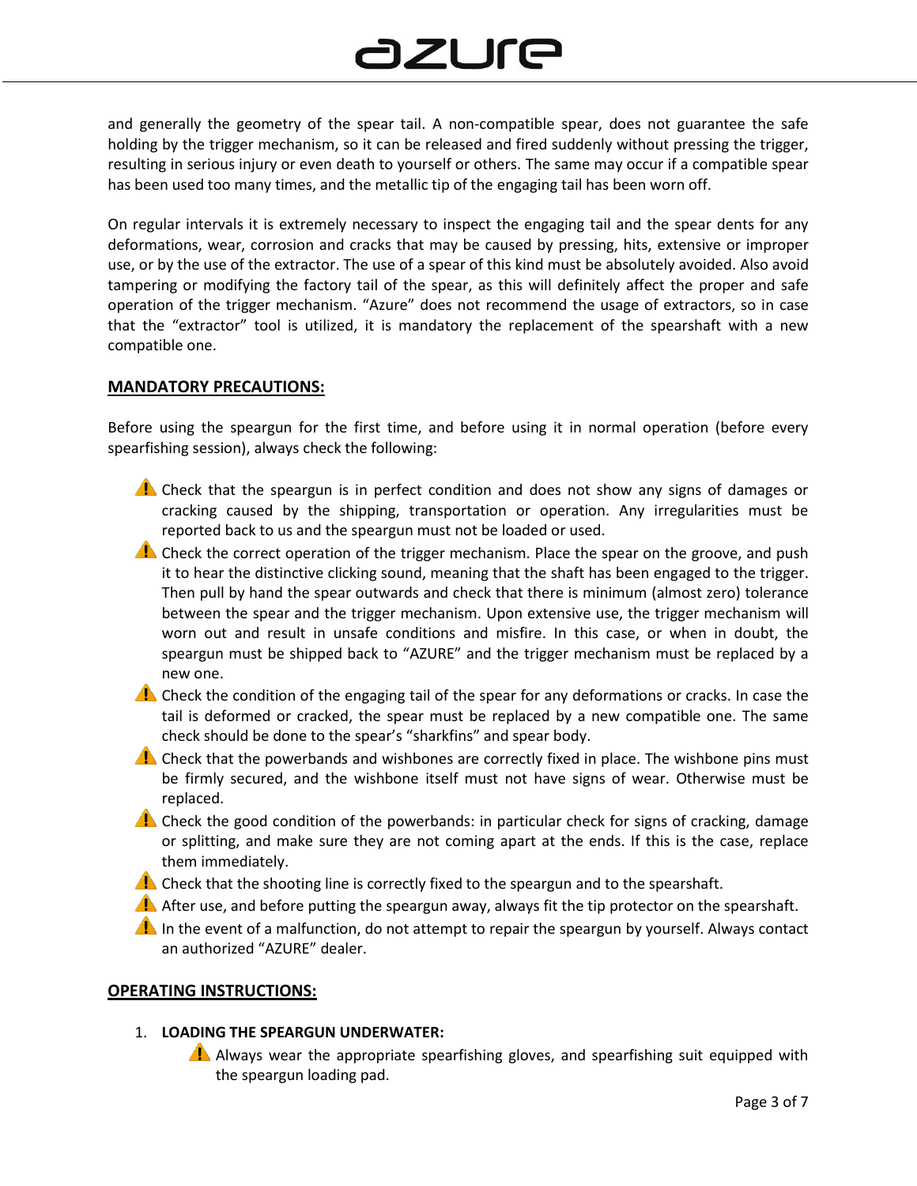and generally the geometry of the spear tail. A non-compatible spear, does not guarantee the safe holding by the trigger mechanism, so it can be released and fired suddenly without pressing the trigger, resulting in serious injury or even death to yourself or others. The same may occur if a compatible spear has been used too many times, and the metallic tip of the engaging tail has been worn off.

On regular intervals it is extremely necessary to inspect the engaging tail and the spear dents for any deformations, wear, corrosion and cracks that may be caused by pressing, hits, extensive or improper use, or by the use of the extractor. The use of a spear of this kind must be absolutely avoided. Also avoid tampering or modifying the factory tail of the spear, as this will definitely affect the proper and safe operation of the trigger mechanism. "Azure" does not recommend the usage of extractors, so in case that the "extractor" tool is utilized, it is mandatory the replacement of the spearshaft with a new compatible one.

## MANDATORY PRECAUTIONS:

Before using the speargun for the first time, and before using it in normal operation (before every spearfishing session), always check the following:

- ⚠ Check that the speargun is in perfect condition and does not show any signs of damages or cracking caused by the shipping, transportation or operation. Any irregularities must be reported back to us and the speargun must not be loaded or used.
- ⚠ Check the correct operation of the trigger mechanism. Place the spear on the groove, and push it to hear the distinctive clicking sound, meaning that the shaft has been engaged to the trigger. Then pull by hand the spear outwards and check that there is minimum (almost zero) tolerance between the spear and the trigger mechanism. Upon extensive use, the trigger mechanism will worn out and result in unsafe conditions and misfire. In this case, or when in doubt, the speargun must be shipped back to "AZURE" and the trigger mechanism must be replaced by a new one.
- ⚠ Check the condition of the engaging tail of the spear for any deformations or cracks. In case the tail is deformed or cracked, the spear must be replaced by a new compatible one. The same check should be done to the spear's "sharkfins" and spear body.
- ⚠ Check that the powerbands and wishbones are correctly fixed in place. The wishbone pins must be firmly secured, and the wishbone itself must not have signs of wear. Otherwise must be replaced.
- ⚠ Check the good condition of the powerbands: in particular check for signs of cracking, damage or splitting, and make sure they are not coming apart at the ends. If this is the case, replace them immediately.
- ⚠ Check that the shooting line is correctly fixed to the speargun and to the spearshaft.
- ⚠ After use, and before putting the speargun away, always fit the tip protector on the spearshaft.
- ⚠ In the event of a malfunction, do not attempt to repair the speargun by yourself. Always contact an authorized "AZURE" dealer.

## OPERATING INSTRUCTIONS:

1. **LOADING THE SPEARGUN UNDERWATER:**
   - ⚠ Always wear the appropriate spearfishing gloves, and spearfishing suit equipped with the speargun loading pad.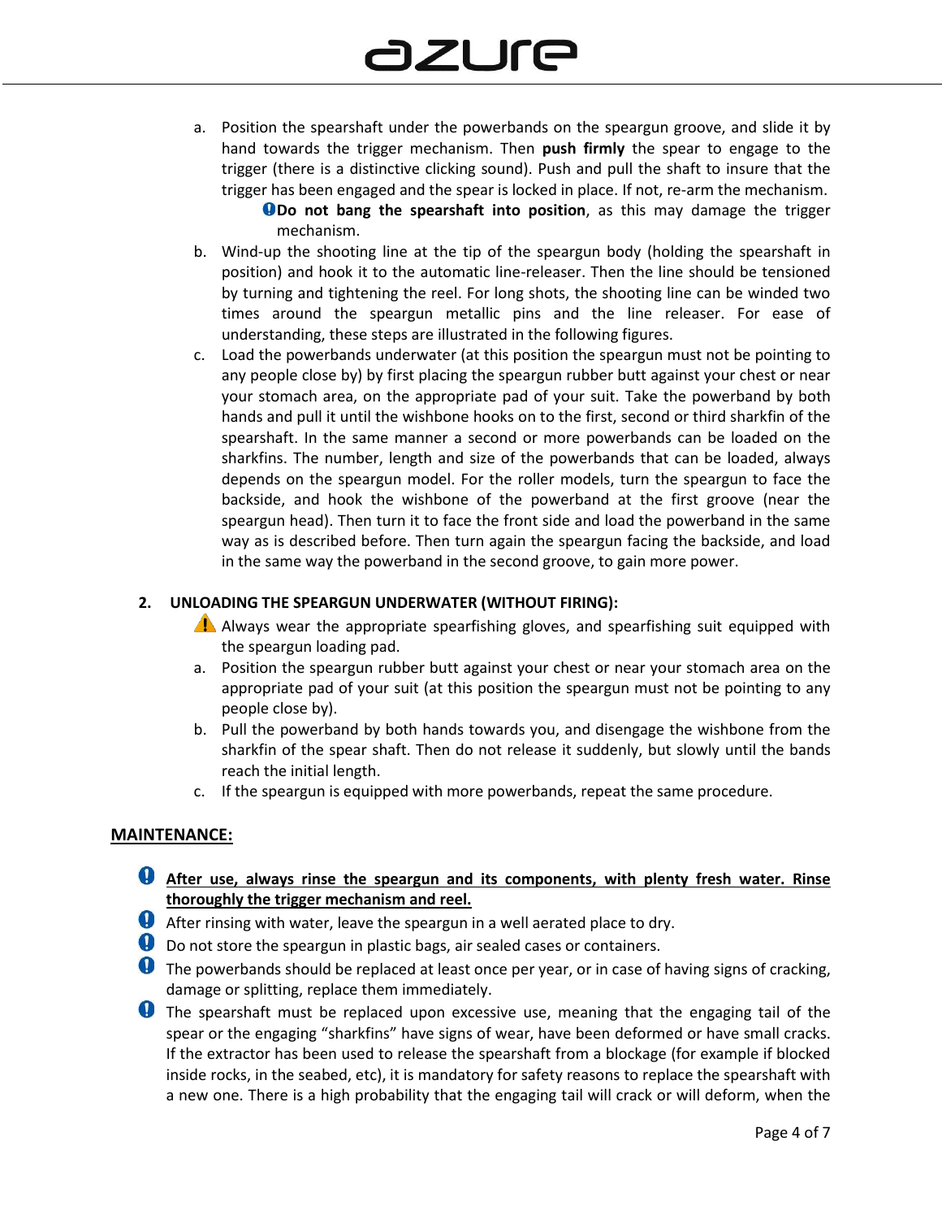a. Position the spearshaft under the powerbands on the speargun groove, and slide it by hand towards the trigger mechanism. Then **push firmly** the spear to engage to the trigger (there is a distinctive clicking sound). Push and pull the shaft to insure that the trigger has been engaged and the spear is locked in place. If not, re-arm the mechanism.
   - **Do not bang the spearshaft into position**, as this may damage the trigger mechanism.

b. Wind-up the shooting line at the tip of the speargun body (holding the spearshaft in position) and hook it to the automatic line-releaser. Then the line should be tensioned by turning and tightening the reel. For long shots, the shooting line can be winded two times around the speargun metallic pins and the line releaser. For ease of understanding, these steps are illustrated in the following figures.

c. Load the powerbands underwater (at this position the speargun must not be pointing to any people close by) by first placing the speargun rubber butt against your chest or near your stomach area, on the appropriate pad of your suit. Take the powerband by both hands and pull it until the wishbone hooks on to the first, second or third sharkfin of the spearshaft. In the same manner a second or more powerbands can be loaded on the sharkfins. The number, length and size of the powerbands that can be loaded, always depends on the speargun model. For the roller models, turn the speargun to face the backside, and hook the wishbone of the powerband at the first groove (near the speargun head). Then turn it to face the front side and load the powerband in the same way as is described before. Then turn again the speargun facing the backside, and load in the same way the powerband in the second groove, to gain more power.

## 2. UNLOADING THE SPEARGUN UNDERWATER (WITHOUT FIRING):

⚠ Always wear the appropriate spearfishing gloves, and spearfishing suit equipped with the speargun loading pad.

a. Position the speargun rubber butt against your chest or near your stomach area on the appropriate pad of your suit (at this position the speargun must not be pointing to any people close by).

b. Pull the powerband by both hands towards you, and disengage the wishbone from the sharkfin of the spear shaft. Then do not release it suddenly, but slowly until the bands reach the initial length.

c. If the speargun is equipped with more powerbands, repeat the same procedure.

## MAINTENANCE:

- **After use, always rinse the speargun and its components, with plenty fresh water. Rinse thoroughly the trigger mechanism and reel.**
- After rinsing with water, leave the speargun in a well aerated place to dry.
- Do not store the speargun in plastic bags, air sealed cases or containers.
- The powerbands should be replaced at least once per year, or in case of having signs of cracking, damage or splitting, replace them immediately.
- The spearshaft must be replaced upon excessive use, meaning that the engaging tail of the spear or the engaging "sharkfins" have signs of wear, have been deformed or have small cracks. If the extractor has been used to release the spearshaft from a blockage (for example if blocked inside rocks, in the seabed, etc), it is mandatory for safety reasons to replace the spearshaft with a new one. There is a high probability that the engaging tail will crack or will deform, when the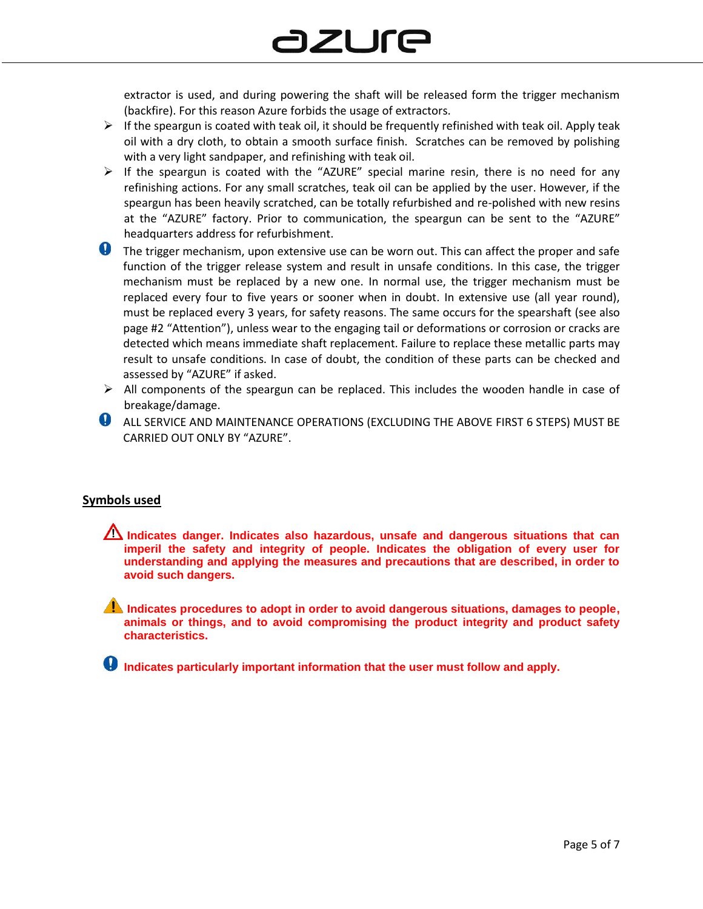extractor is used, and during powering the shaft will be released form the trigger mechanism (backfire). For this reason Azure forbids the usage of extractors.

- ➢ If the speargun is coated with teak oil, it should be frequently refinished with teak oil. Apply teak oil with a dry cloth, to obtain a smooth surface finish. Scratches can be removed by polishing with a very light sandpaper, and refinishing with teak oil.
- ➢ If the speargun is coated with the "AZURE" special marine resin, there is no need for any refinishing actions. For any small scratches, teak oil can be applied by the user. However, if the speargun has been heavily scratched, can be totally refurbished and re-polished with new resins at the "AZURE" factory. Prior to communication, the speargun can be sent to the "AZURE" headquarters address for refurbishment.

❗ The trigger mechanism, upon extensive use can be worn out. This can affect the proper and safe function of the trigger release system and result in unsafe conditions. In this case, the trigger mechanism must be replaced by a new one. In normal use, the trigger mechanism must be replaced every four to five years or sooner when in doubt. In extensive use (all year round), must be replaced every 3 years, for safety reasons. The same occurs for the spearshaft (see also page #2 "Attention"), unless wear to the engaging tail or deformations or corrosion or cracks are detected which means immediate shaft replacement. Failure to replace these metallic parts may result to unsafe conditions. In case of doubt, the condition of these parts can be checked and assessed by "AZURE" if asked.

- ➢ All components of the speargun can be replaced. This includes the wooden handle in case of breakage/damage.

❗ ALL SERVICE AND MAINTENANCE OPERATIONS (EXCLUDING THE ABOVE FIRST 6 STEPS) MUST BE CARRIED OUT ONLY BY "AZURE".

## Symbols used

⚠ **Indicates danger. Indicates also hazardous, unsafe and dangerous situations that can imperil the safety and integrity of people. Indicates the obligation of every user for understanding and applying the measures and precautions that are described, in order to avoid such dangers.**

⚠ **Indicates procedures to adopt in order to avoid dangerous situations, damages to people, animals or things, and to avoid compromising the product integrity and product safety characteristics.**

❗ **Indicates particularly important information that the user must follow and apply.**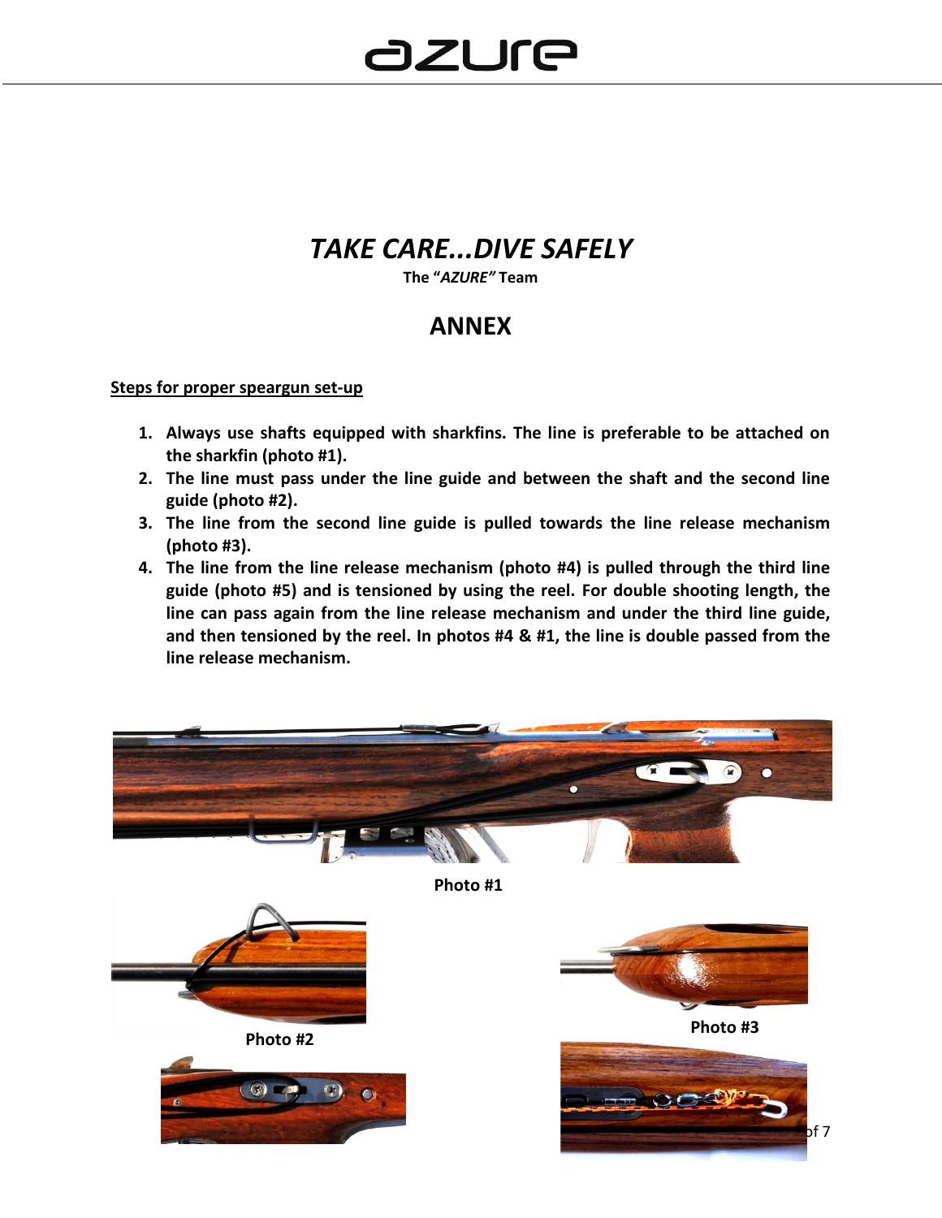# TAKE CARE...DIVE SAFELY

**The "*AZURE*" Team**

## ANNEX

**Steps for proper speargun set-up**

1. **Always use shafts equipped with sharkfins. The line is preferable to be attached on the sharkfin (photo #1).**
2. **The line must pass under the line guide and between the shaft and the second line guide (photo #2).**
3. **The line from the second line guide is pulled towards the line release mechanism (photo #3).**
4. **The line from the line release mechanism (photo #4) is pulled through the third line guide (photo #5) and is tensioned by using the reel. For double shooting length, the line can pass again from the line release mechanism and under the third line guide, and then tensioned by the reel. In photos #4 & #1, the line is double passed from the line release mechanism.**

**Photo #1**

**Photo #2**

**Photo #3**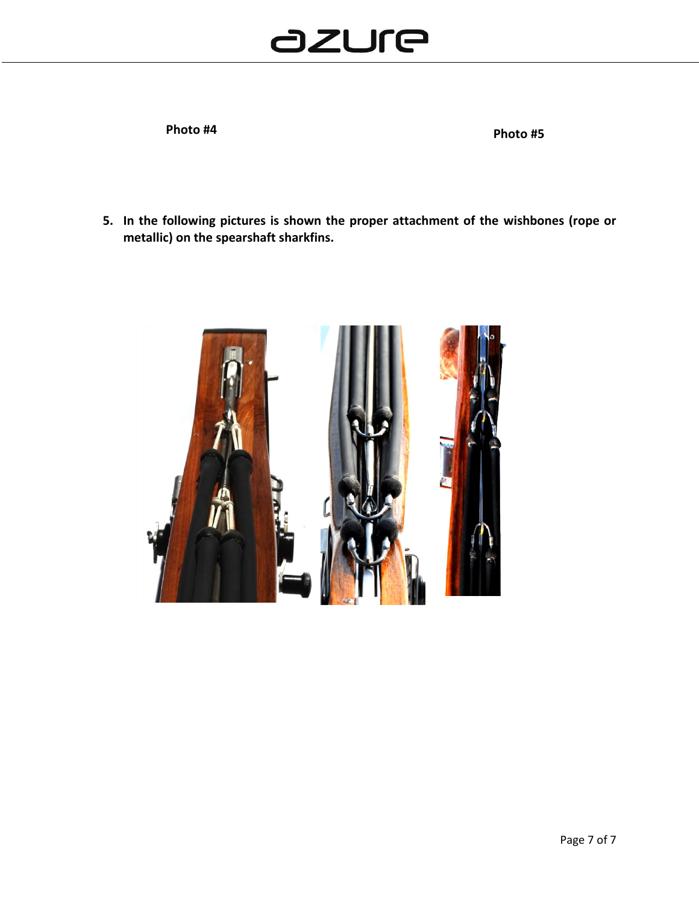Photo #4

Photo #5

5. **In the following pictures is shown the proper attachment of the wishbones (rope or metallic) on the spearshaft sharkfins.**